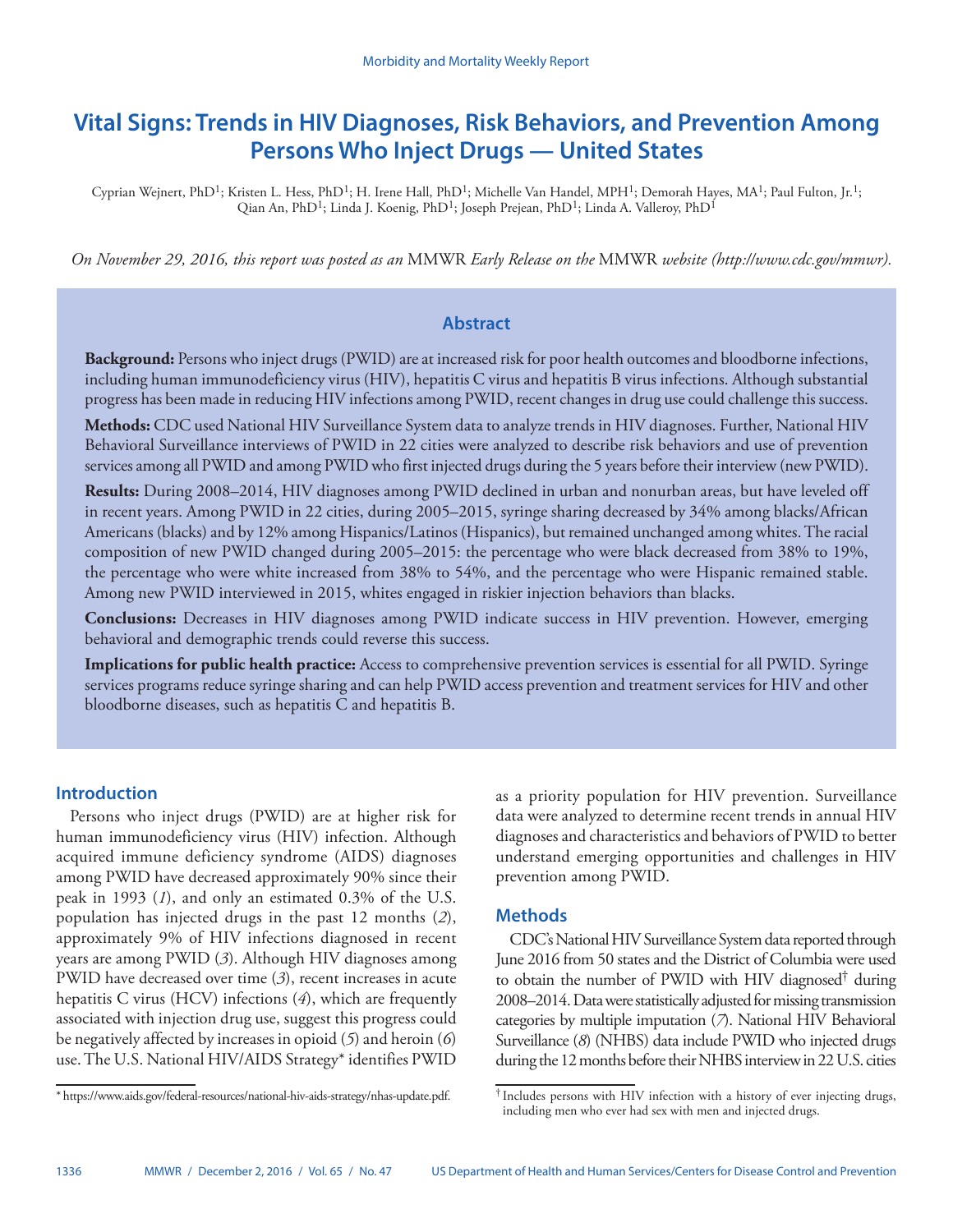# Vital Signs: Trends in HIV Diagnoses, Risk Behaviors, and Prevention Among Persons Who Inject Drugs — United States

Cyprian Wejnert, PhD[1]; Kristen L. Hess, PhD[1]; H. Irene Hall, PhD[1]; Michelle Van Handel, MPH[1]; Demorah Hayes, MA[1]; Paul Fulton, Jr.[1]; Qian An, PhD[1]; Linda J. Koenig, PhD[1]; Joseph Prejean, PhD[1]; Linda A. Valleroy, PhD[1]

*On November 29, 2016, this report was posted as an* MMWR *Early Release on the* MMWR *website (http://www.cdc.gov/mmwr).*

## Abstract

**Background:** Persons who inject drugs (PWID) are at increased risk for poor health outcomes and bloodborne infections, including human immunodeficiency virus (HIV), hepatitis C virus and hepatitis B virus infections. Although substantial progress has been made in reducing HIV infections among PWID, recent changes in drug use could challenge this success.

**Methods:** CDC used National HIV Surveillance System data to analyze trends in HIV diagnoses. Further, National HIV Behavioral Surveillance interviews of PWID in 22 cities were analyzed to describe risk behaviors and use of prevention services among all PWID and among PWID who first injected drugs during the 5 years before their interview (new PWID).

**Results:** During 2008–2014, HIV diagnoses among PWID declined in urban and nonurban areas, but have leveled off in recent years. Among PWID in 22 cities, during 2005–2015, syringe sharing decreased by 34% among blacks/African Americans (blacks) and by 12% among Hispanics/Latinos (Hispanics), but remained unchanged among whites. The racial composition of new PWID changed during 2005–2015: the percentage who were black decreased from 38% to 19%, the percentage who were white increased from 38% to 54%, and the percentage who were Hispanic remained stable. Among new PWID interviewed in 2015, whites engaged in riskier injection behaviors than blacks.

**Conclusions:** Decreases in HIV diagnoses among PWID indicate success in HIV prevention. However, emerging behavioral and demographic trends could reverse this success.

**Implications for public health practice:** Access to comprehensive prevention services is essential for all PWID. Syringe services programs reduce syringe sharing and can help PWID access prevention and treatment services for HIV and other bloodborne diseases, such as hepatitis C and hepatitis B.

## Introduction

Persons who inject drugs (PWID) are at higher risk for human immunodeficiency virus (HIV) infection. Although acquired immune deficiency syndrome (AIDS) diagnoses among PWID have decreased approximately 90% since their peak in 1993 (*1*), and only an estimated 0.3% of the U.S. population has injected drugs in the past 12 months (*2*), approximately 9% of HIV infections diagnosed in recent years are among PWID (*3*). Although HIV diagnoses among PWID have decreased over time (*3*), recent increases in acute hepatitis C virus (HCV) infections (*4*), which are frequently associated with injection drug use, suggest this progress could be negatively affected by increases in opioid (*5*) and heroin (*6*) use. The U.S. National HIV/AIDS Strategy* identifies PWID as a priority population for HIV prevention. Surveillance data were analyzed to determine recent trends in annual HIV diagnoses and characteristics and behaviors of PWID to better understand emerging opportunities and challenges in HIV prevention among PWID.

## Methods

CDC's National HIV Surveillance System data reported through June 2016 from 50 states and the District of Columbia were used to obtain the number of PWID with HIV diagnosed† during 2008–2014. Data were statistically adjusted for missing transmission categories by multiple imputation (*7*). National HIV Behavioral Surveillance (*8*) (NHBS) data include PWID who injected drugs during the 12 months before their NHBS interview in 22 U.S. cities

\* https://www.aids.gov/federal-resources/national-hiv-aids-strategy/nhas-update.pdf.

† Includes persons with HIV infection with a history of ever injecting drugs, including men who ever had sex with men and injected drugs.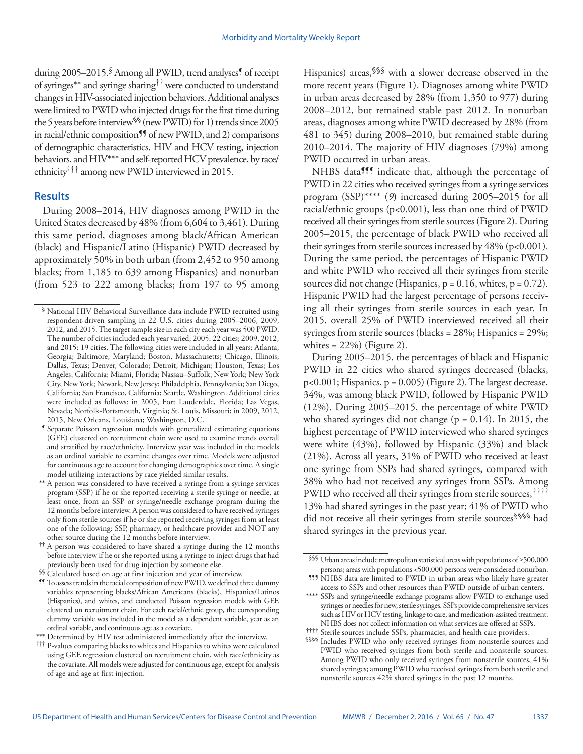during 2005–2015.[§] Among all PWID, trend analyses[¶] of receipt of syringes[**] and syringe sharing[††] were conducted to understand changes in HIV-associated injection behaviors. Additional analyses were limited to PWID who injected drugs for the first time during the 5 years before interview[§§] (new PWID) for 1) trends since 2005 in racial/ethnic composition[¶¶] of new PWID, and 2) comparisons of demographic characteristics, HIV and HCV testing, injection behaviors, and HIV[***] and self-reported HCV prevalence, by race/ethnicity[†††] among new PWID interviewed in 2015.

## Results

During 2008–2014, HIV diagnoses among PWID in the United States decreased by 48% (from 6,604 to 3,461). During this same period, diagnoses among black/African American (black) and Hispanic/Latino (Hispanic) PWID decreased by approximately 50% in both urban (from 2,452 to 950 among blacks; from 1,185 to 639 among Hispanics) and nonurban (from 523 to 222 among blacks; from 197 to 95 among Hispanics) areas,[§§§] with a slower decrease observed in the more recent years (Figure 1). Diagnoses among white PWID in urban areas decreased by 28% (from 1,350 to 977) during 2008–2012, but remained stable past 2012. In nonurban areas, diagnoses among white PWID decreased by 28% (from 481 to 345) during 2008–2010, but remained stable during 2010–2014. The majority of HIV diagnoses (79%) among PWID occurred in urban areas.

NHBS data[¶¶¶] indicate that, although the percentage of PWID in 22 cities who received syringes from a syringe services program (SSP)[****] (*9*) increased during 2005–2015 for all racial/ethnic groups ($p<0.001$), less than one third of PWID received all their syringes from sterile sources (Figure 2). During 2005–2015, the percentage of black PWID who received all their syringes from sterile sources increased by 48% ($p<0.001$). During the same period, the percentages of Hispanic PWID and white PWID who received all their syringes from sterile sources did not change (Hispanics, $p = 0.16$, whites, $p = 0.72$). Hispanic PWID had the largest percentage of persons receiving all their syringes from sterile sources in each year. In 2015, overall 25% of PWID interviewed received all their syringes from sterile sources (blacks = 28%; Hispanics = 29%; whites = 22%) (Figure 2).

During 2005–2015, the percentages of black and Hispanic PWID in 22 cities who shared syringes decreased (blacks, $p<0.001$; Hispanics, $p = 0.005$) (Figure 2). The largest decrease, 34%, was among black PWID, followed by Hispanic PWID (12%). During 2005–2015, the percentage of white PWID who shared syringes did not change ($p = 0.14$). In 2015, the highest percentage of PWID interviewed who shared syringes were white (43%), followed by Hispanic (33%) and black (21%). Across all years, 31% of PWID who received at least one syringe from SSPs had shared syringes, compared with 38% who had not received any syringes from SSPs. Among PWID who received all their syringes from sterile sources,[††††] 13% had shared syringes in the past year; 41% of PWID who did not receive all their syringes from sterile sources[§§§§] had shared syringes in the previous year.

---

[§] National HIV Behavioral Surveillance data include PWID recruited using respondent-driven sampling in 22 U.S. cities during 2005–2006, 2009, 2012, and 2015. The target sample size in each city each year was 500 PWID. The number of cities included each year varied; 2005: 22 cities; 2009, 2012, and 2015: 19 cities. The following cities were included in all years: Atlanta, Georgia; Baltimore, Maryland; Boston, Massachusetts; Chicago, Illinois; Dallas, Texas; Denver, Colorado; Detroit, Michigan; Houston, Texas; Los Angeles, California; Miami, Florida; Nassau–Suffolk, New York; New York City, New York; Newark, New Jersey; Philadelphia, Pennsylvania; San Diego, California; San Francisco, California; Seattle, Washington. Additional cities were included as follows: in 2005, Fort Lauderdale, Florida; Las Vegas, Nevada; Norfolk-Portsmouth, Virginia; St. Louis, Missouri; in 2009, 2012, 2015, New Orleans, Louisiana; Washington, D.C.

[¶] Separate Poisson regression models with generalized estimating equations (GEE) clustered on recruitment chain were used to examine trends overall and stratified by race/ethnicity. Interview year was included in the models as an ordinal variable to examine changes over time. Models were adjusted for continuous age to account for changing demographics over time. A single model utilizing interactions by race yielded similar results.

[**] A person was considered to have received a syringe from a syringe services program (SSP) if he or she reported receiving a sterile syringe or needle, at least once, from an SSP or syringe/needle exchange program during the 12 months before interview. A person was considered to have received syringes only from sterile sources if he or she reported receiving syringes from at least one of the following: SSP, pharmacy, or healthcare provider and NOT any other source during the 12 months before interview.

[††] A person was considered to have shared a syringe during the 12 months before interview if he or she reported using a syringe to inject drugs that had previously been used for drug injection by someone else.

[§§] Calculated based on age at first injection and year of interview.

[¶¶] To assess trends in the racial composition of new PWID, we defined three dummy variables representing blacks/African Americans (blacks), Hispanics/Latinos (Hispanics), and whites, and conducted Poisson regression models with GEE clustered on recruitment chain. For each racial/ethnic group, the corresponding dummy variable was included in the model as a dependent variable, year as an ordinal variable, and continuous age as a covariate.

[***] Determined by HIV test administered immediately after the interview.

[†††] P-values comparing blacks to whites and Hispanics to whites were calculated using GEE regression clustered on recruitment chain, with race/ethnicity as the covariate. All models were adjusted for continuous age, except for analysis of age and age at first injection.

[§§§] Urban areas include metropolitan statistical areas with populations of ≥500,000 persons; areas with populations <500,000 persons were considered nonurban.

[¶¶¶] NHBS data are limited to PWID in urban areas who likely have greater access to SSPs and other resources than PWID outside of urban centers.

[****] SSPs and syringe/needle exchange programs allow PWID to exchange used syringes or needles for new, sterile syringes. SSPs provide comprehensive services such as HIV or HCV testing, linkage to care, and medication-assisted treatment. NHBS does not collect information on what services are offered at SSPs.

[††††] Sterile sources include SSPs, pharmacies, and health care providers.

[§§§§] Includes PWID who only received syringes from nonsterile sources and PWID who received syringes from both sterile and nonsterile sources. Among PWID who only received syringes from nonsterile sources, 41% shared syringes; among PWID who received syringes from both sterile and nonsterile sources 42% shared syringes in the past 12 months.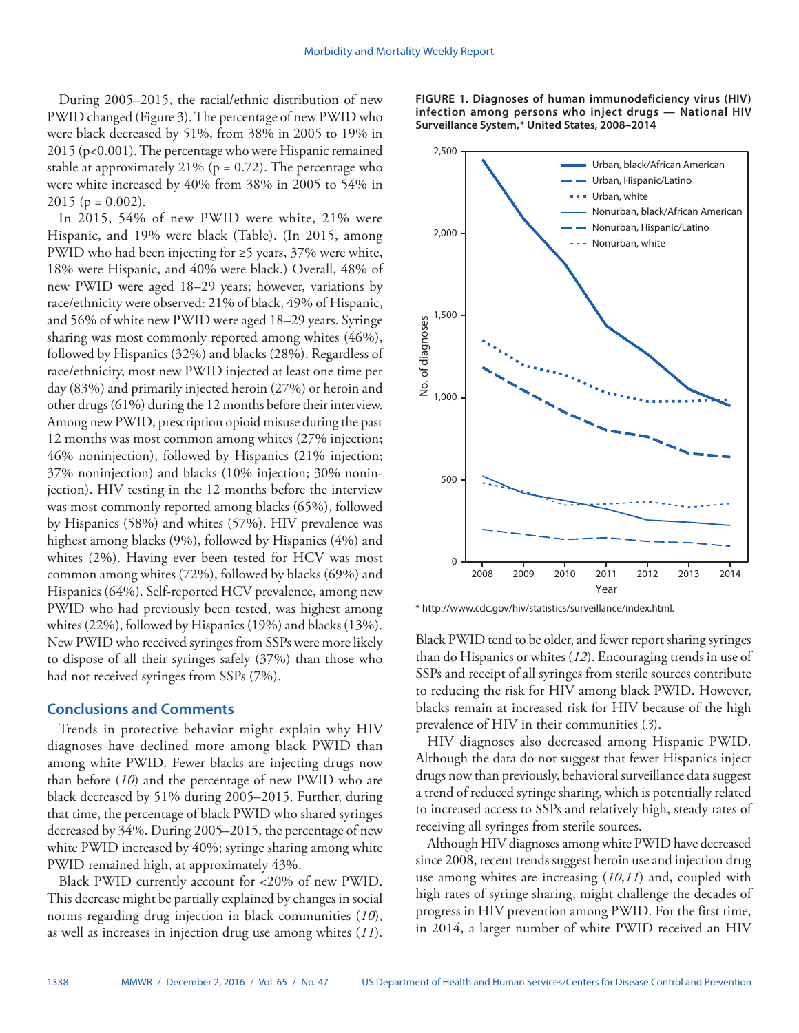During 2005–2015, the racial/ethnic distribution of new PWID changed (Figure 3). The percentage of new PWID who were black decreased by 51%, from 38% in 2005 to 19% in 2015 (p<0.001). The percentage who were Hispanic remained stable at approximately 21% (p = 0.72). The percentage who were white increased by 40% from 38% in 2005 to 54% in 2015 (p = 0.002).

In 2015, 54% of new PWID were white, 21% were Hispanic, and 19% were black (Table). (In 2015, among PWID who had been injecting for ≥5 years, 37% were white, 18% were Hispanic, and 40% were black.) Overall, 48% of new PWID were aged 18–29 years; however, variations by race/ethnicity were observed: 21% of black, 49% of Hispanic, and 56% of white new PWID were aged 18–29 years. Syringe sharing was most commonly reported among whites (46%), followed by Hispanics (32%) and blacks (28%). Regardless of race/ethnicity, most new PWID injected at least one time per day (83%) and primarily injected heroin (27%) or heroin and other drugs (61%) during the 12 months before their interview. Among new PWID, prescription opioid misuse during the past 12 months was most common among whites (27% injection; 46% noninjection), followed by Hispanics (21% injection; 37% noninjection) and blacks (10% injection; 30% noninjection). HIV testing in the 12 months before the interview was most commonly reported among blacks (65%), followed by Hispanics (58%) and whites (57%). HIV prevalence was highest among blacks (9%), followed by Hispanics (4%) and whites (2%). Having ever been tested for HCV was most common among whites (72%), followed by blacks (69%) and Hispanics (64%). Self-reported HCV prevalence, among new PWID who had previously been tested, was highest among whites (22%), followed by Hispanics (19%) and blacks (13%). New PWID who received syringes from SSPs were more likely to dispose of all their syringes safely (37%) than those who had not received syringes from SSPs (7%).

## Conclusions and Comments

Trends in protective behavior might explain why HIV diagnoses have declined more among black PWID than among white PWID. Fewer blacks are injecting drugs now than before (*10*) and the percentage of new PWID who are black decreased by 51% during 2005–2015. Further, during that time, the percentage of black PWID who shared syringes decreased by 34%. During 2005–2015, the percentage of new white PWID increased by 40%; syringe sharing among white PWID remained high, at approximately 43%.

Black PWID currently account for <20% of new PWID. This decrease might be partially explained by changes in social norms regarding drug injection in black communities (*10*), as well as increases in injection drug use among whites (*11*). Black PWID tend to be older, and fewer report sharing syringes than do Hispanics or whites (*12*). Encouraging trends in use of SSPs and receipt of all syringes from sterile sources contribute to reducing the risk for HIV among black PWID. However, blacks remain at increased risk for HIV because of the high prevalence of HIV in their communities (*3*).

HIV diagnoses also decreased among Hispanic PWID. Although the data do not suggest that fewer Hispanics inject drugs now than previously, behavioral surveillance data suggest a trend of reduced syringe sharing, which is potentially related to increased access to SSPs and relatively high, steady rates of receiving all syringes from sterile sources.

Although HIV diagnoses among white PWID have decreased since 2008, recent trends suggest heroin use and injection drug use among whites are increasing (*10*,*11*) and, coupled with high rates of syringe sharing, might challenge the decades of progress in HIV prevention among PWID. For the first time, in 2014, a larger number of white PWID received an HIV

**FIGURE 1. Diagnoses of human immunodeficiency virus (HIV) infection among persons who inject drugs — National HIV Surveillance System,* United States, 2008–2014**

\* http://www.cdc.gov/hiv/statistics/surveillance/index.html.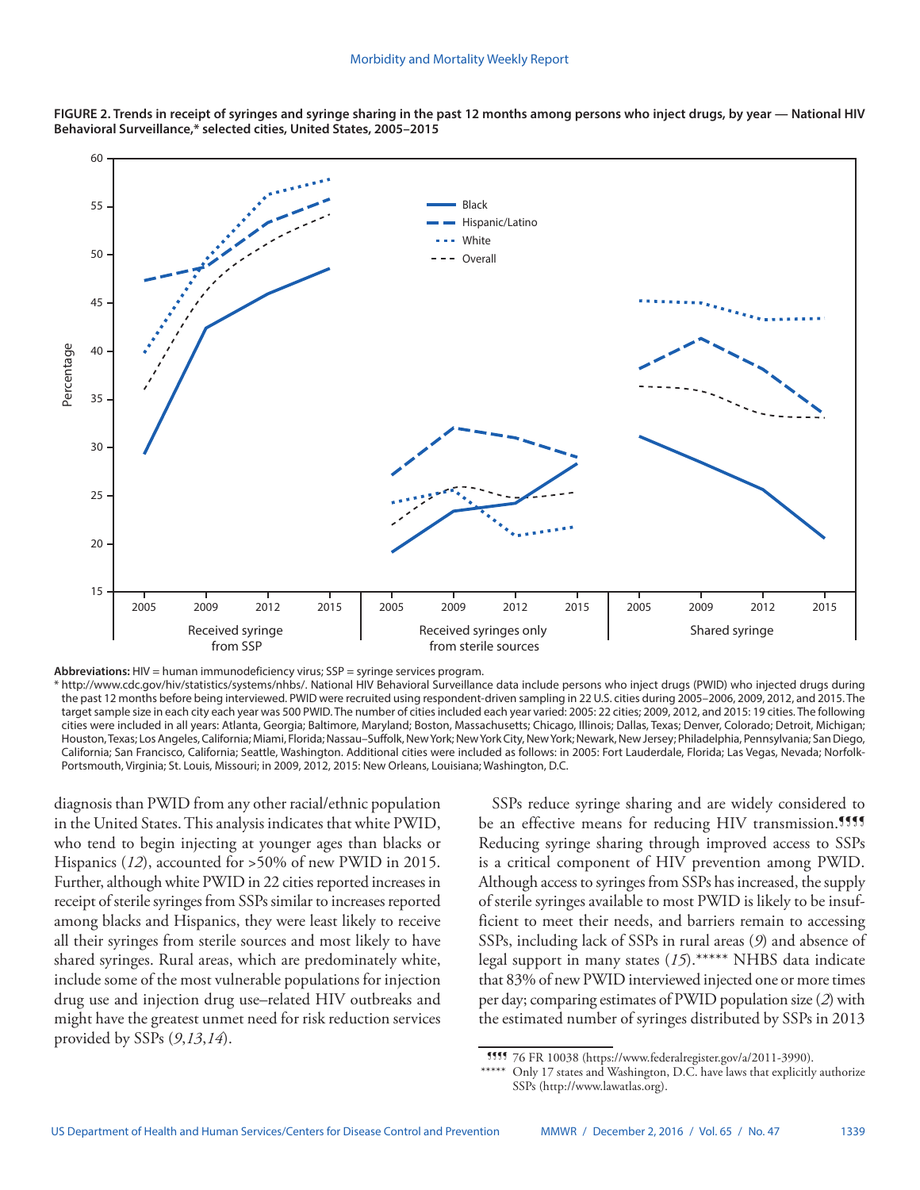**FIGURE 2. Trends in receipt of syringes and syringe sharing in the past 12 months among persons who inject drugs, by year — National HIV Behavioral Surveillance,* selected cities, United States, 2005–2015**

**Abbreviations:** HIV = human immunodeficiency virus; SSP = syringe services program.

* http://www.cdc.gov/hiv/statistics/systems/nhbs/. National HIV Behavioral Surveillance data include persons who inject drugs (PWID) who injected drugs during the past 12 months before being interviewed. PWID were recruited using respondent-driven sampling in 22 U.S. cities during 2005–2006, 2009, 2012, and 2015. The target sample size in each city each year was 500 PWID. The number of cities included each year varied: 2005: 22 cities; 2009, 2012, and 2015: 19 cities. The following cities were included in all years: Atlanta, Georgia; Baltimore, Maryland; Boston, Massachusetts; Chicago, Illinois; Dallas, Texas; Denver, Colorado; Detroit, Michigan; Houston, Texas; Los Angeles, California; Miami, Florida; Nassau–Suffolk, New York; New York City, New York; Newark, New Jersey; Philadelphia, Pennsylvania; San Diego, California; San Francisco, California; Seattle, Washington. Additional cities were included as follows: in 2005: Fort Lauderdale, Florida; Las Vegas, Nevada; Norfolk-Portsmouth, Virginia; St. Louis, Missouri; in 2009, 2012, 2015: New Orleans, Louisiana; Washington, D.C.

diagnosis than PWID from any other racial/ethnic population in the United States. This analysis indicates that white PWID, who tend to begin injecting at younger ages than blacks or Hispanics (*12*), accounted for >50% of new PWID in 2015. Further, although white PWID in 22 cities reported increases in receipt of sterile syringes from SSPs similar to increases reported among blacks and Hispanics, they were least likely to receive all their syringes from sterile sources and most likely to have shared syringes. Rural areas, which are predominately white, include some of the most vulnerable populations for injection drug use and injection drug use–related HIV outbreaks and might have the greatest unmet need for risk reduction services provided by SSPs (*9*,*13*,*14*).

SSPs reduce syringe sharing and are widely considered to be an effective means for reducing HIV transmission.¶¶¶¶ Reducing syringe sharing through improved access to SSPs is a critical component of HIV prevention among PWID. Although access to syringes from SSPs has increased, the supply of sterile syringes available to most PWID is likely to be insufficient to meet their needs, and barriers remain to accessing SSPs, including lack of SSPs in rural areas (*9*) and absence of legal support in many states (*15*).***** NHBS data indicate that 83% of new PWID interviewed injected one or more times per day; comparing estimates of PWID population size (*2*) with the estimated number of syringes distributed by SSPs in 2013

¶¶¶¶ 76 FR 10038 (https://www.federalregister.gov/a/2011-3990).

***** Only 17 states and Washington, D.C. have laws that explicitly authorize SSPs (http://www.lawatlas.org).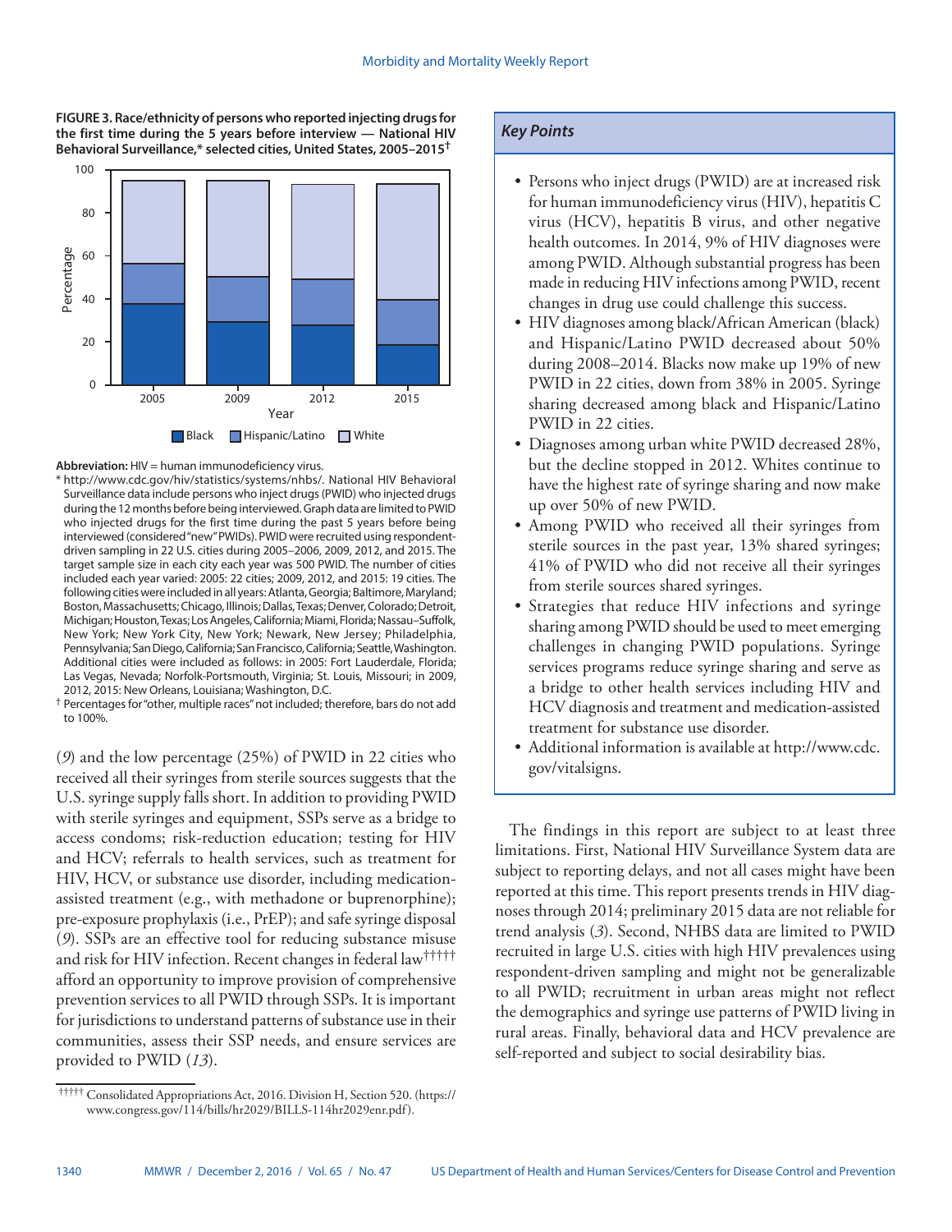**FIGURE 3. Race/ethnicity of persons who reported injecting drugs for the first time during the 5 years before interview — National HIV Behavioral Surveillance,* selected cities, United States, 2005–2015†**

**Abbreviation:** HIV = human immunodeficiency virus.

\* http://www.cdc.gov/hiv/statistics/systems/nhbs/. National HIV Behavioral Surveillance data include persons who inject drugs (PWID) who injected drugs during the 12 months before being interviewed. Graph data are limited to PWID who injected drugs for the first time during the past 5 years before being interviewed (considered "new" PWIDs). PWID were recruited using respondent-driven sampling in 22 U.S. cities during 2005–2006, 2009, 2012, and 2015. The target sample size in each city each year was 500 PWID. The number of cities included each year varied: 2005: 22 cities; 2009, 2012, and 2015: 19 cities. The following cities were included in all years: Atlanta, Georgia; Baltimore, Maryland; Boston, Massachusetts; Chicago, Illinois; Dallas, Texas; Denver, Colorado; Detroit, Michigan; Houston, Texas; Los Angeles, California; Miami, Florida; Nassau–Suffolk, New York; New York City, New York; Newark, New Jersey; Philadelphia, Pennsylvania; San Diego, California; San Francisco, California; Seattle, Washington. Additional cities were included as follows: in 2005: Fort Lauderdale, Florida; Las Vegas, Nevada; Norfolk-Portsmouth, Virginia; St. Louis, Missouri; in 2009, 2012, 2015: New Orleans, Louisiana; Washington, D.C.

† Percentages for "other, multiple races" not included; therefore, bars do not add to 100%.

(*9*) and the low percentage (25%) of PWID in 22 cities who received all their syringes from sterile sources suggests that the U.S. syringe supply falls short. In addition to providing PWID with sterile syringes and equipment, SSPs serve as a bridge to access condoms; risk-reduction education; testing for HIV and HCV; referrals to health services, such as treatment for HIV, HCV, or substance use disorder, including medication-assisted treatment (e.g., with methadone or buprenorphine); pre-exposure prophylaxis (i.e., PrEP); and safe syringe disposal (*9*). SSPs are an effective tool for reducing substance misuse and risk for HIV infection. Recent changes in federal law††††† afford an opportunity to improve provision of comprehensive prevention services to all PWID through SSPs. It is important for jurisdictions to understand patterns of substance use in their communities, assess their SSP needs, and ensure services are provided to PWID (*13*).

††††† Consolidated Appropriations Act, 2016. Division H, Section 520. (https://www.congress.gov/114/bills/hr2029/BILLS-114hr2029enr.pdf).

### *Key Points*

- Persons who inject drugs (PWID) are at increased risk for human immunodeficiency virus (HIV), hepatitis C virus (HCV), hepatitis B virus, and other negative health outcomes. In 2014, 9% of HIV diagnoses were among PWID. Although substantial progress has been made in reducing HIV infections among PWID, recent changes in drug use could challenge this success.
- HIV diagnoses among black/African American (black) and Hispanic/Latino PWID decreased about 50% during 2008–2014. Blacks now make up 19% of new PWID in 22 cities, down from 38% in 2005. Syringe sharing decreased among black and Hispanic/Latino PWID in 22 cities.
- Diagnoses among urban white PWID decreased 28%, but the decline stopped in 2012. Whites continue to have the highest rate of syringe sharing and now make up over 50% of new PWID.
- Among PWID who received all their syringes from sterile sources in the past year, 13% shared syringes; 41% of PWID who did not receive all their syringes from sterile sources shared syringes.
- Strategies that reduce HIV infections and syringe sharing among PWID should be used to meet emerging challenges in changing PWID populations. Syringe services programs reduce syringe sharing and serve as a bridge to other health services including HIV and HCV diagnosis and treatment and medication-assisted treatment for substance use disorder.
- Additional information is available at http://www.cdc.gov/vitalsigns.

The findings in this report are subject to at least three limitations. First, National HIV Surveillance System data are subject to reporting delays, and not all cases might have been reported at this time. This report presents trends in HIV diagnoses through 2014; preliminary 2015 data are not reliable for trend analysis (*3*). Second, NHBS data are limited to PWID recruited in large U.S. cities with high HIV prevalences using respondent-driven sampling and might not be generalizable to all PWID; recruitment in urban areas might not reflect the demographics and syringe use patterns of PWID living in rural areas. Finally, behavioral data and HCV prevalence are self-reported and subject to social desirability bias.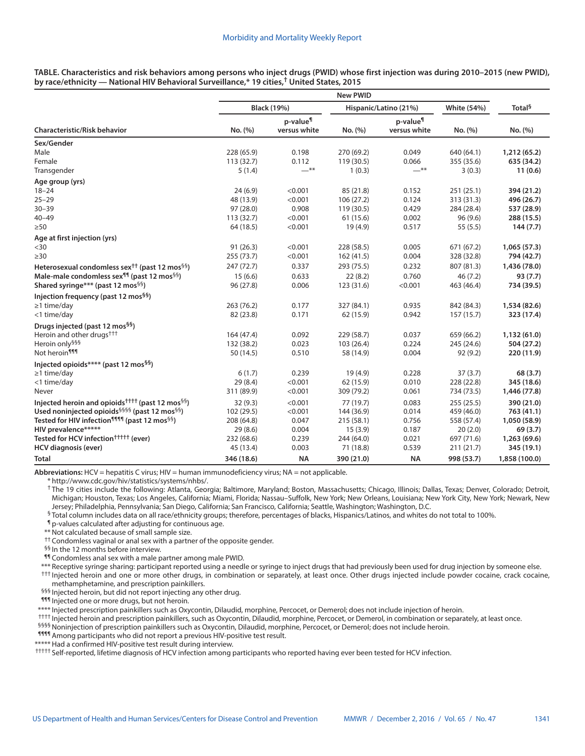**TABLE. Characteristics and risk behaviors among persons who inject drugs (PWID) whose first injection was during 2010–2015 (new PWID), by race/ethnicity — National HIV Behavioral Surveillance,* 19 cities,† United States, 2015**

| Characteristic/Risk behavior | New PWID | | | | | |
|---|---|---|---|---|---|---|
| | Black (19%) | | Hispanic/Latino (21%) | | White (54%) | Total§ |
| | No. (%) | p-value¶ versus white | No. (%) | p-value¶ versus white | No. (%) | No. (%) |
| **Sex/Gender** | | | | | | |
| Male | 228 (65.9) | 0.198 | 270 (69.2) | 0.049 | 640 (64.1) | **1,212 (65.2)** |
| Female | 113 (32.7) | 0.112 | 119 (30.5) | 0.066 | 355 (35.6) | **635 (34.2)** |
| Transgender | 5 (1.4) | —** | 1 (0.3) | —** | 3 (0.3) | **11 (0.6)** |
| **Age group (yrs)** | | | | | | |
| 18–24 | 24 (6.9) | <0.001 | 85 (21.8) | 0.152 | 251 (25.1) | **394 (21.2)** |
| 25–29 | 48 (13.9) | <0.001 | 106 (27.2) | 0.124 | 313 (31.3) | **496 (26.7)** |
| 30–39 | 97 (28.0) | 0.908 | 119 (30.5) | 0.429 | 284 (28.4) | **537 (28.9)** |
| 40–49 | 113 (32.7) | <0.001 | 61 (15.6) | 0.002 | 96 (9.6) | **288 (15.5)** |
| ≥50 | 64 (18.5) | <0.001 | 19 (4.9) | 0.517 | 55 (5.5) | **144 (7.7)** |
| **Age at first injection (yrs)** | | | | | | |
| <30 | 91 (26.3) | <0.001 | 228 (58.5) | 0.005 | 671 (67.2) | **1,065 (57.3)** |
| ≥30 | 255 (73.7) | <0.001 | 162 (41.5) | 0.004 | 328 (32.8) | **794 (42.7)** |
| **Heterosexual condomless sex†† (past 12 mos§§)** | 247 (72.7) | 0.337 | 293 (75.5) | 0.232 | 807 (81.3) | **1,436 (78.0)** |
| **Male-male condomless sex¶¶ (past 12 mos§§)** | 15 (6.6) | 0.633 | 22 (8.2) | 0.760 | 46 (7.2) | **93 (7.7)** |
| **Shared syringe*** (past 12 mos§§)** | 96 (27.8) | 0.006 | 123 (31.6) | <0.001 | 463 (46.4) | **734 (39.5)** |
| **Injection frequency (past 12 mos§§)** | | | | | | |
| ≥1 time/day | 263 (76.2) | 0.177 | 327 (84.1) | 0.935 | 842 (84.3) | **1,534 (82.6)** |
| <1 time/day | 82 (23.8) | 0.171 | 62 (15.9) | 0.942 | 157 (15.7) | **323 (17.4)** |
| **Drugs injected (past 12 mos§§)** | | | | | | |
| Heroin and other drugs††† | 164 (47.4) | 0.092 | 229 (58.7) | 0.037 | 659 (66.2) | **1,132 (61.0)** |
| Heroin only§§§ | 132 (38.2) | 0.023 | 103 (26.4) | 0.224 | 245 (24.6) | **504 (27.2)** |
| Not heroin¶¶¶ | 50 (14.5) | 0.510 | 58 (14.9) | 0.004 | 92 (9.2) | **220 (11.9)** |
| **Injected opioids**** (past 12 mos§§)** | | | | | | |
| ≥1 time/day | 6 (1.7) | 0.239 | 19 (4.9) | 0.228 | 37 (3.7) | **68 (3.7)** |
| <1 time/day | 29 (8.4) | <0.001 | 62 (15.9) | 0.010 | 228 (22.8) | **345 (18.6)** |
| Never | 311 (89.9) | <0.001 | 309 (79.2) | 0.061 | 734 (73.5) | **1,446 (77.8)** |
| **Injected heroin and opioids†††† (past 12 mos§§)** | 32 (9.3) | <0.001 | 77 (19.7) | 0.083 | 255 (25.5) | **390 (21.0)** |
| **Used noninjected opioids§§§§ (past 12 mos§§)** | 102 (29.5) | <0.001 | 144 (36.9) | 0.014 | 459 (46.0) | **763 (41.1)** |
| **Tested for HIV infection¶¶¶¶ (past 12 mos§§)** | 208 (64.8) | 0.047 | 215 (58.1) | 0.756 | 558 (57.4) | **1,050 (58.9)** |
| **HIV prevalence***** | 29 (8.6) | 0.004 | 15 (3.9) | 0.187 | 20 (2.0) | **69 (3.7)** |
| **Tested for HCV infection††††† (ever)** | 232 (68.6) | 0.239 | 244 (64.0) | 0.021 | 697 (71.6) | **1,263 (69.6)** |
| **HCV diagnosis (ever)** | 45 (13.4) | 0.003 | 71 (18.8) | 0.539 | 211 (21.7) | **345 (19.1)** |
| **Total** | **346 (18.6)** | **NA** | **390 (21.0)** | **NA** | **998 (53.7)** | **1,858 (100.0)** |

**Abbreviations:** HCV = hepatitis C virus; HIV = human immunodeficiency virus; NA = not applicable.

\* http://www.cdc.gov/hiv/statistics/systems/nhbs/.

† The 19 cities include the following: Atlanta, Georgia; Baltimore, Maryland; Boston, Massachusetts; Chicago, Illinois; Dallas, Texas; Denver, Colorado; Detroit, Michigan; Houston, Texas; Los Angeles, California; Miami, Florida; Nassau–Suffolk, New York; New Orleans, Louisiana; New York City, New York; Newark, New Jersey; Philadelphia, Pennsylvania; San Diego, California; San Francisco, California; Seattle, Washington; Washington, D.C.

§ Total column includes data on all race/ethnicity groups; therefore, percentages of blacks, Hispanics/Latinos, and whites do not total to 100%.

¶ p-values calculated after adjusting for continuous age.

** Not calculated because of small sample size.

†† Condomless vaginal or anal sex with a partner of the opposite gender.

§§ In the 12 months before interview.

¶¶ Condomless anal sex with a male partner among male PWID.

*** Receptive syringe sharing: participant reported using a needle or syringe to inject drugs that had previously been used for drug injection by someone else.

††† Injected heroin and one or more other drugs, in combination or separately, at least once. Other drugs injected include powder cocaine, crack cocaine, methamphetamine, and prescription painkillers.

§§§ Injected heroin, but did not report injecting any other drug.

¶¶¶ Injected one or more drugs, but not heroin.

**** Injected prescription painkillers such as Oxycontin, Dilaudid, morphine, Percocet, or Demerol; does not include injection of heroin.

†††† Injected heroin and prescription painkillers, such as Oxycontin, Dilaudid, morphine, Percocet, or Demerol, in combination or separately, at least once.

§§§§ Noninjection of prescription painkillers such as Oxycontin, Dilaudid, morphine, Percocet, or Demerol; does not include heroin.

¶¶¶¶ Among participants who did not report a previous HIV-positive test result.

***** Had a confirmed HIV-positive test result during interview.

††††† Self-reported, lifetime diagnosis of HCV infection among participants who reported having ever been tested for HCV infection.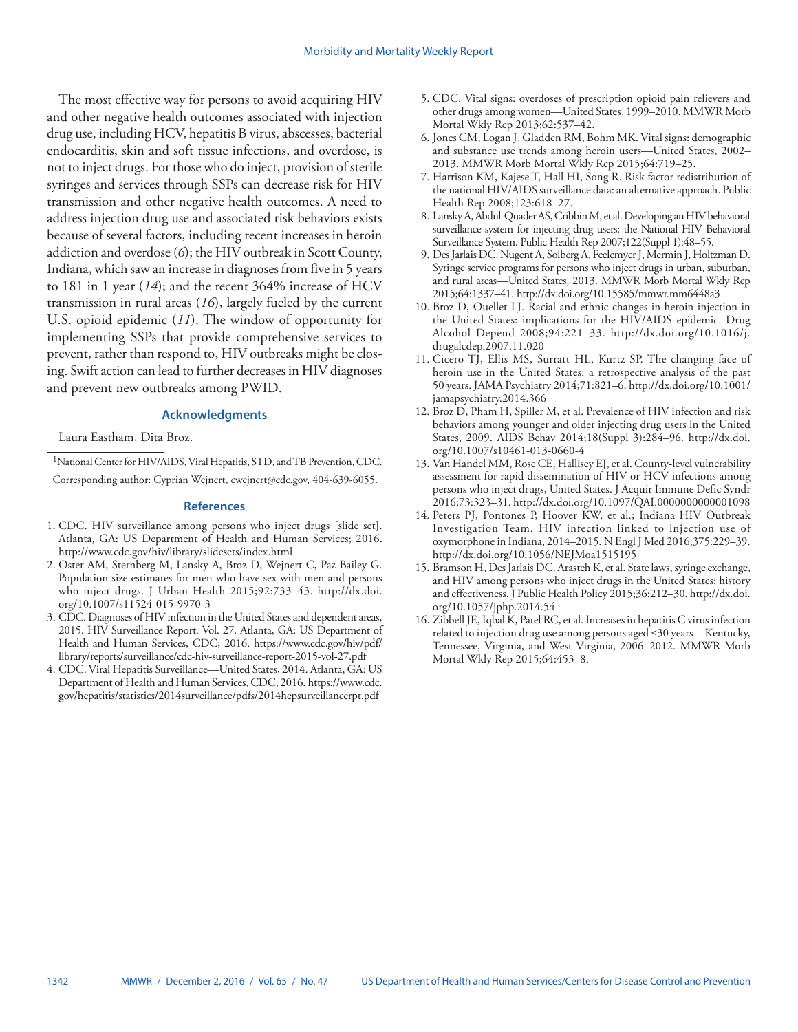The most effective way for persons to avoid acquiring HIV and other negative health outcomes associated with injection drug use, including HCV, hepatitis B virus, abscesses, bacterial endocarditis, skin and soft tissue infections, and overdose, is not to inject drugs. For those who do inject, provision of sterile syringes and services through SSPs can decrease risk for HIV transmission and other negative health outcomes. A need to address injection drug use and associated risk behaviors exists because of several factors, including recent increases in heroin addiction and overdose (*6*); the HIV outbreak in Scott County, Indiana, which saw an increase in diagnoses from five in 5 years to 181 in 1 year (*14*); and the recent 364% increase of HCV transmission in rural areas (*16*), largely fueled by the current U.S. opioid epidemic (*11*). The window of opportunity for implementing SSPs that provide comprehensive services to prevent, rather than respond to, HIV outbreaks might be closing. Swift action can lead to further decreases in HIV diagnoses and prevent new outbreaks among PWID.

## Acknowledgments

Laura Eastham, Dita Broz.

---

[1]National Center for HIV/AIDS, Viral Hepatitis, STD, and TB Prevention, CDC.

Corresponding author: Cyprian Wejnert, cwejnert@cdc.gov, 404-639-6055.

## References

1. CDC. HIV surveillance among persons who inject drugs [slide set]. Atlanta, GA: US Department of Health and Human Services; 2016. http://www.cdc.gov/hiv/library/slidesets/index.html
2. Oster AM, Sternberg M, Lansky A, Broz D, Wejnert C, Paz-Bailey G. Population size estimates for men who have sex with men and persons who inject drugs. J Urban Health 2015;92:733–43. http://dx.doi.org/10.1007/s11524-015-9970-3
3. CDC. Diagnoses of HIV infection in the United States and dependent areas, 2015. HIV Surveillance Report. Vol. 27. Atlanta, GA: US Department of Health and Human Services, CDC; 2016. https://www.cdc.gov/hiv/pdf/library/reports/surveillance/cdc-hiv-surveillance-report-2015-vol-27.pdf
4. CDC. Viral Hepatitis Surveillance—United States, 2014. Atlanta, GA: US Department of Health and Human Services, CDC; 2016. https://www.cdc.gov/hepatitis/statistics/2014surveillance/pdfs/2014hepsurveillancerpt.pdf
5. CDC. Vital signs: overdoses of prescription opioid pain relievers and other drugs among women—United States, 1999–2010. MMWR Morb Mortal Wkly Rep 2013;62:537–42.
6. Jones CM, Logan J, Gladden RM, Bohm MK. Vital signs: demographic and substance use trends among heroin users—United States, 2002–2013. MMWR Morb Mortal Wkly Rep 2015;64:719–25.
7. Harrison KM, Kajese T, Hall HI, Song R. Risk factor redistribution of the national HIV/AIDS surveillance data: an alternative approach. Public Health Rep 2008;123:618–27.
8. Lansky A, Abdul-Quader AS, Cribbin M, et al. Developing an HIV behavioral surveillance system for injecting drug users: the National HIV Behavioral Surveillance System. Public Health Rep 2007;122(Suppl 1):48–55.
9. Des Jarlais DC, Nugent A, Solberg A, Feelemyer J, Mermin J, Holtzman D. Syringe service programs for persons who inject drugs in urban, suburban, and rural areas—United States, 2013. MMWR Morb Mortal Wkly Rep 2015;64:1337–41. http://dx.doi.org/10.15585/mmwr.mm6448a3
10. Broz D, Ouellet LJ. Racial and ethnic changes in heroin injection in the United States: implications for the HIV/AIDS epidemic. Drug Alcohol Depend 2008;94:221–33. http://dx.doi.org/10.1016/j.drugalcdep.2007.11.020
11. Cicero TJ, Ellis MS, Surratt HL, Kurtz SP. The changing face of heroin use in the United States: a retrospective analysis of the past 50 years. JAMA Psychiatry 2014;71:821–6. http://dx.doi.org/10.1001/jamapsychiatry.2014.366
12. Broz D, Pham H, Spiller M, et al. Prevalence of HIV infection and risk behaviors among younger and older injecting drug users in the United States, 2009. AIDS Behav 2014;18(Suppl 3):284–96. http://dx.doi.org/10.1007/s10461-013-0660-4
13. Van Handel MM, Rose CE, Hallisey EJ, et al. County-level vulnerability assessment for rapid dissemination of HIV or HCV infections among persons who inject drugs, United States. J Acquir Immune Defic Syndr 2016;73:323–31. http://dx.doi.org/10.1097/QAI.0000000000001098
14. Peters PJ, Pontones P, Hoover KW, et al.; Indiana HIV Outbreak Investigation Team. HIV infection linked to injection use of oxymorphone in Indiana, 2014–2015. N Engl J Med 2016;375:229–39. http://dx.doi.org/10.1056/NEJMoa1515195
15. Bramson H, Des Jarlais DC, Arasteh K, et al. State laws, syringe exchange, and HIV among persons who inject drugs in the United States: history and effectiveness. J Public Health Policy 2015;36:212–30. http://dx.doi.org/10.1057/jphp.2014.54
16. Zibbell JE, Iqbal K, Patel RC, et al. Increases in hepatitis C virus infection related to injection drug use among persons aged ≤30 years—Kentucky, Tennessee, Virginia, and West Virginia, 2006–2012. MMWR Morb Mortal Wkly Rep 2015;64:453–8.